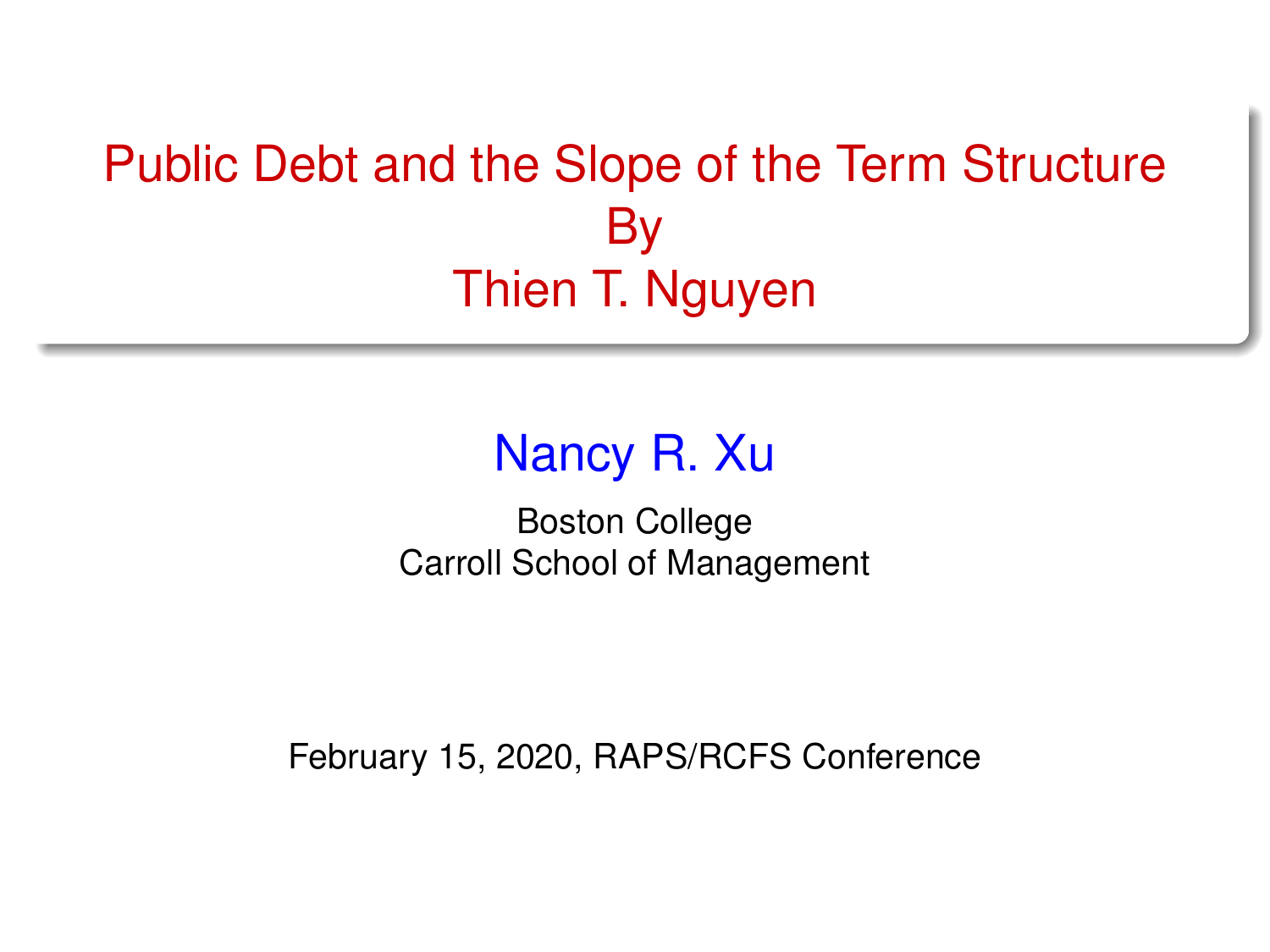# Public Debt and the Slope of the Term Structure
# By
# Thien T. Nguyen

**Nancy R. Xu**

Boston College
Carroll School of Management

February 15, 2020, RAPS/RCFS Conference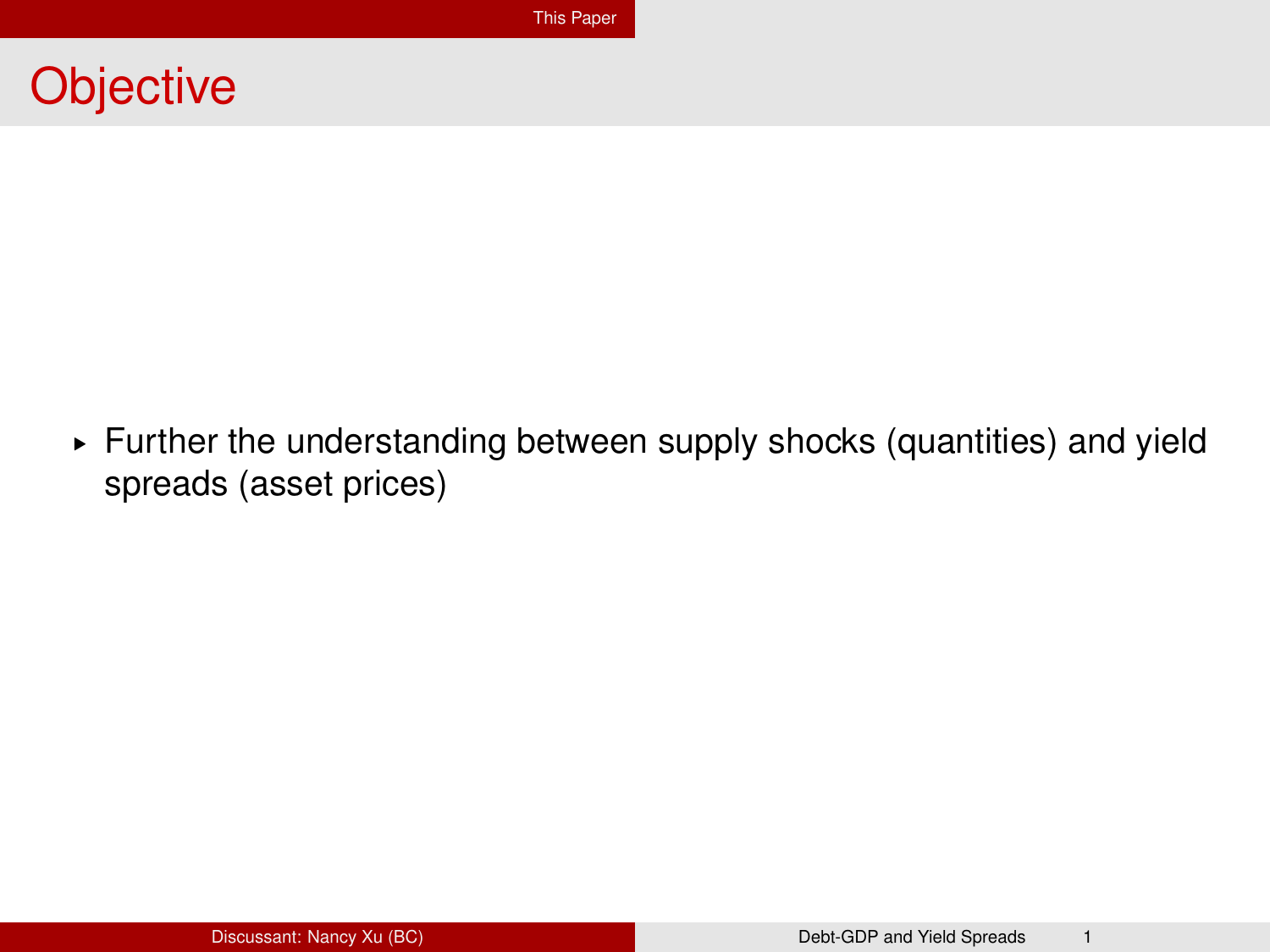# Objective

- Further the understanding between supply shocks (quantities) and yield spreads (asset prices)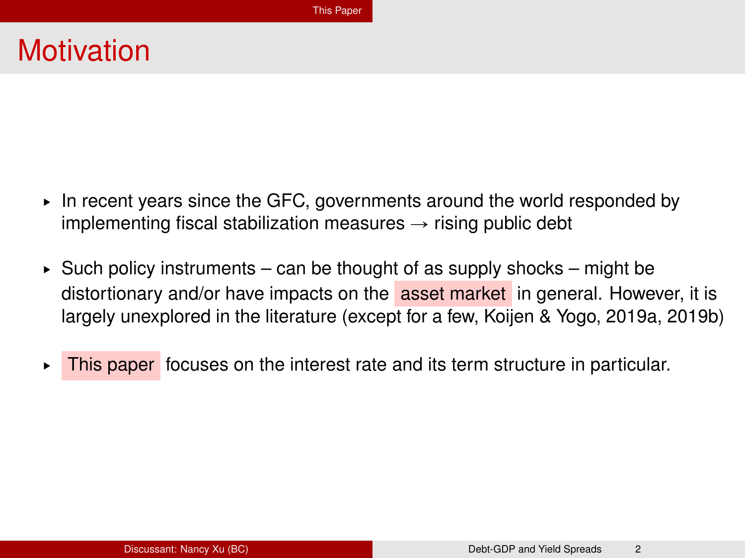# Motivation

- In recent years since the GFC, governments around the world responded by implementing fiscal stabilization measures → rising public debt
- Such policy instruments – can be thought of as supply shocks – might be distortionary and/or have impacts on the asset market in general. However, it is largely unexplored in the literature (except for a few, Koijen & Yogo, 2019a, 2019b)
- This paper focuses on the interest rate and its term structure in particular.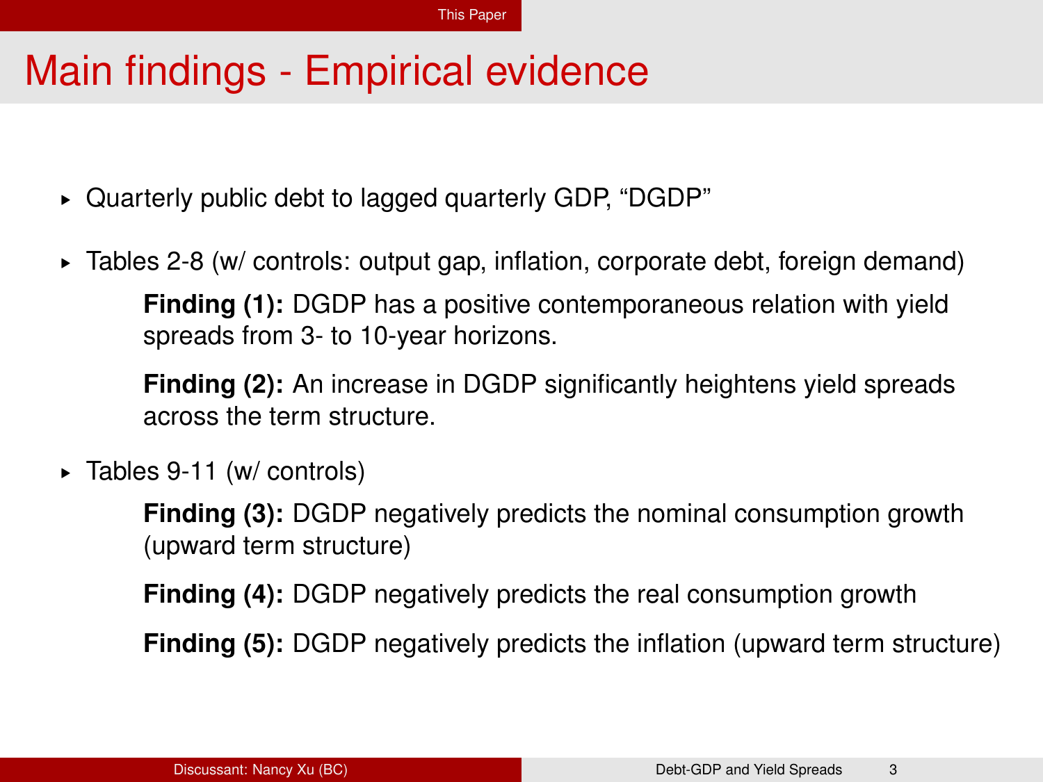# Main findings - Empirical evidence

- Quarterly public debt to lagged quarterly GDP, "DGDP"
- Tables 2-8 (w/ controls: output gap, inflation, corporate debt, foreign demand)

  **Finding (1):** DGDP has a positive contemporaneous relation with yield spreads from 3- to 10-year horizons.

  **Finding (2):** An increase in DGDP significantly heightens yield spreads across the term structure.

- Tables 9-11 (w/ controls)

  **Finding (3):** DGDP negatively predicts the nominal consumption growth (upward term structure)

  **Finding (4):** DGDP negatively predicts the real consumption growth

  **Finding (5):** DGDP negatively predicts the inflation (upward term structure)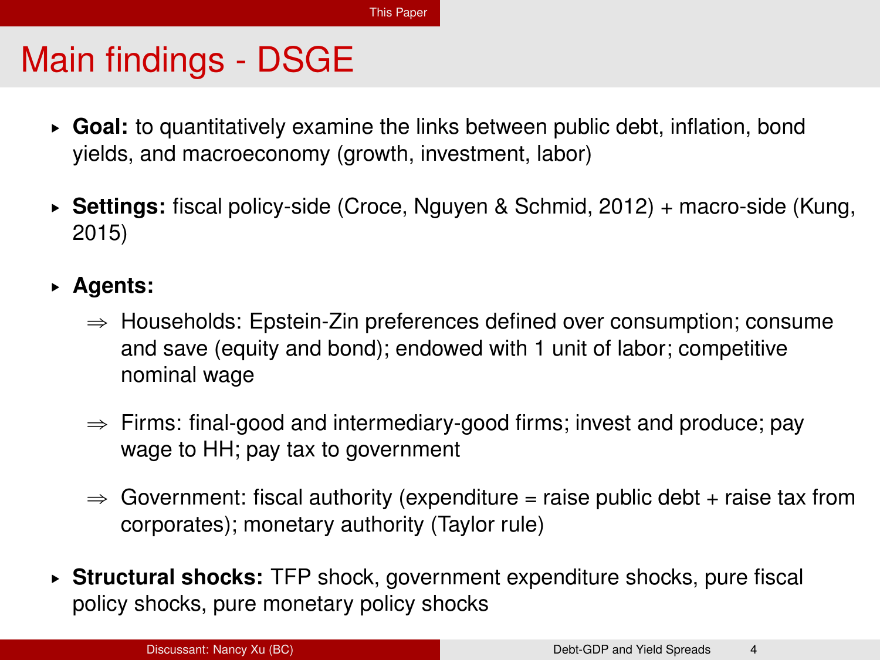# Main findings - DSGE

- **Goal:** to quantitatively examine the links between public debt, inflation, bond yields, and macroeconomy (growth, investment, labor)

- **Settings:** fiscal policy-side (Croce, Nguyen & Schmid, 2012) + macro-side (Kung, 2015)

- **Agents:**

  ⇒ Households: Epstein-Zin preferences defined over consumption; consume and save (equity and bond); endowed with 1 unit of labor; competitive nominal wage

  ⇒ Firms: final-good and intermediary-good firms; invest and produce; pay wage to HH; pay tax to government

  ⇒ Government: fiscal authority (expenditure = raise public debt + raise tax from corporates); monetary authority (Taylor rule)

- **Structural shocks:** TFP shock, government expenditure shocks, pure fiscal policy shocks, pure monetary policy shocks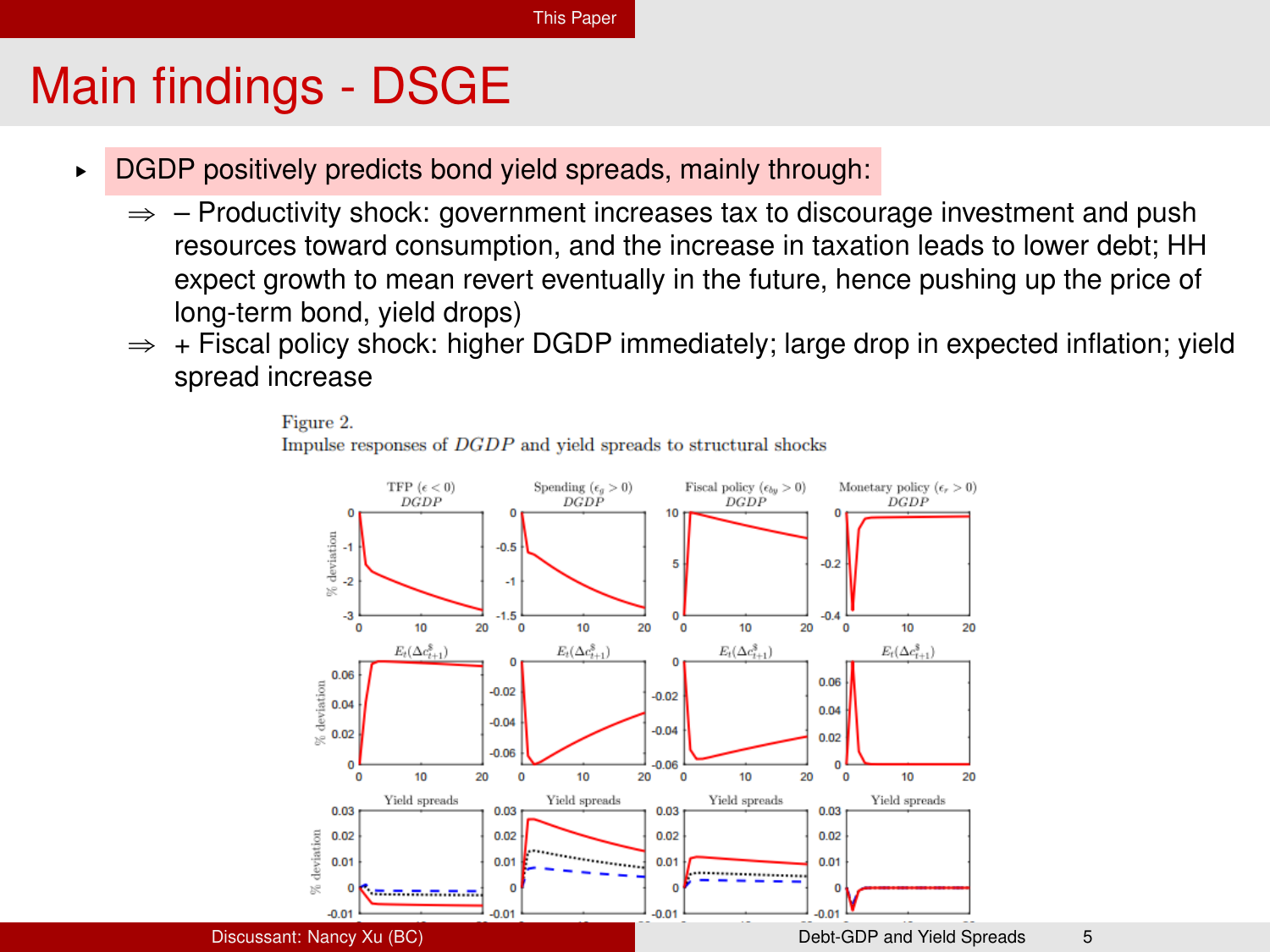# Main findings - DSGE

- DGDP positively predicts bond yield spreads, mainly through:
  - ⇒ – Productivity shock: government increases tax to discourage investment and push resources toward consumption, and the increase in taxation leads to lower debt; HH expect growth to mean revert eventually in the future, hence pushing up the price of long-term bond, yield drops)
  - ⇒ + Fiscal policy shock: higher DGDP immediately; large drop in expected inflation; yield spread increase

Figure 2.
Impulse responses of $DGDP$ and yield spreads to structural shocks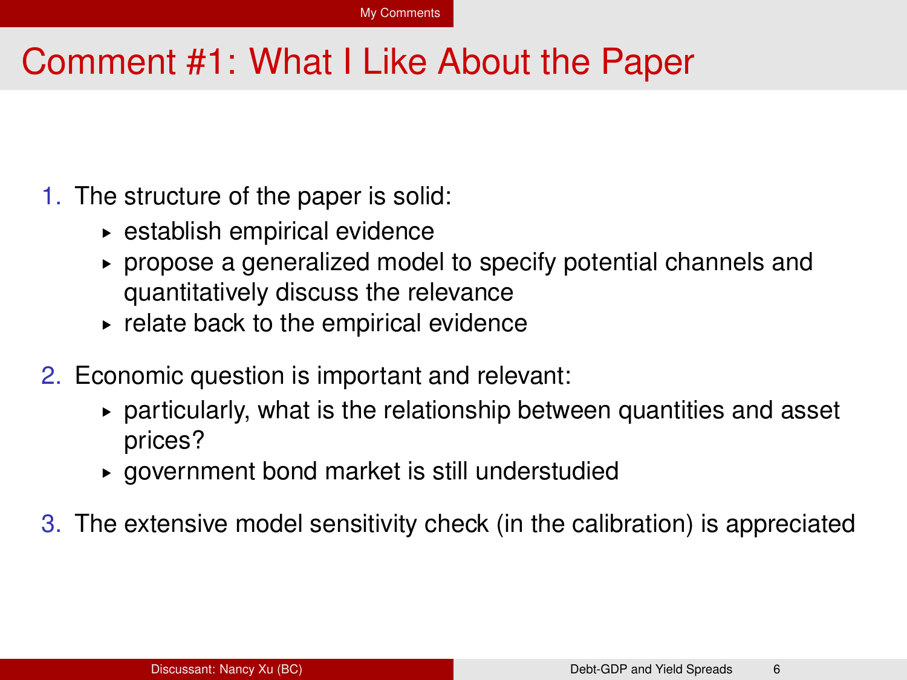# Comment #1: What I Like About the Paper

1. The structure of the paper is solid:
   - establish empirical evidence
   - propose a generalized model to specify potential channels and quantitatively discuss the relevance
   - relate back to the empirical evidence
2. Economic question is important and relevant:
   - particularly, what is the relationship between quantities and asset prices?
   - government bond market is still understudied
3. The extensive model sensitivity check (in the calibration) is appreciated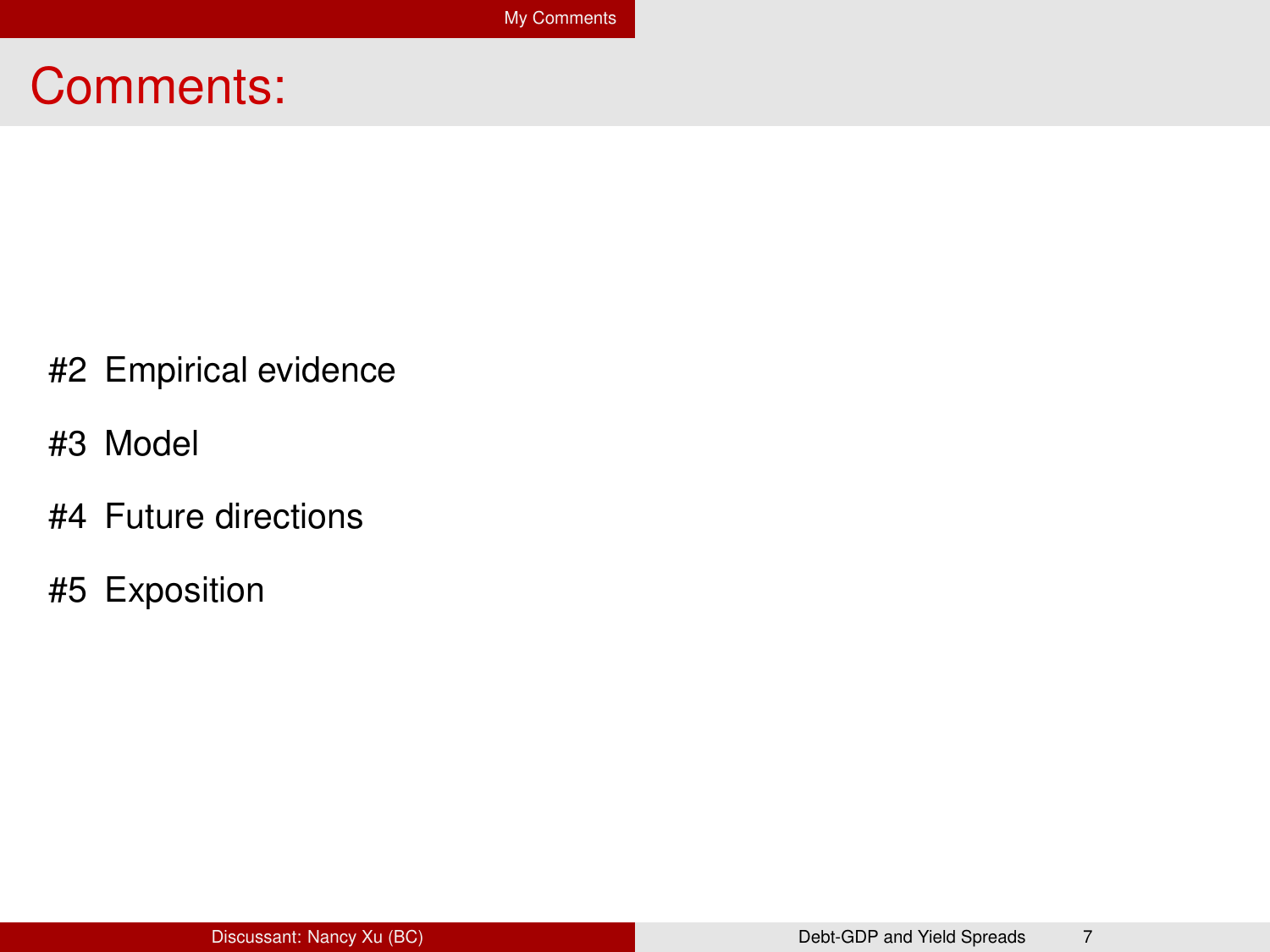# Comments:

#2 Empirical evidence

#3 Model

#4 Future directions

#5 Exposition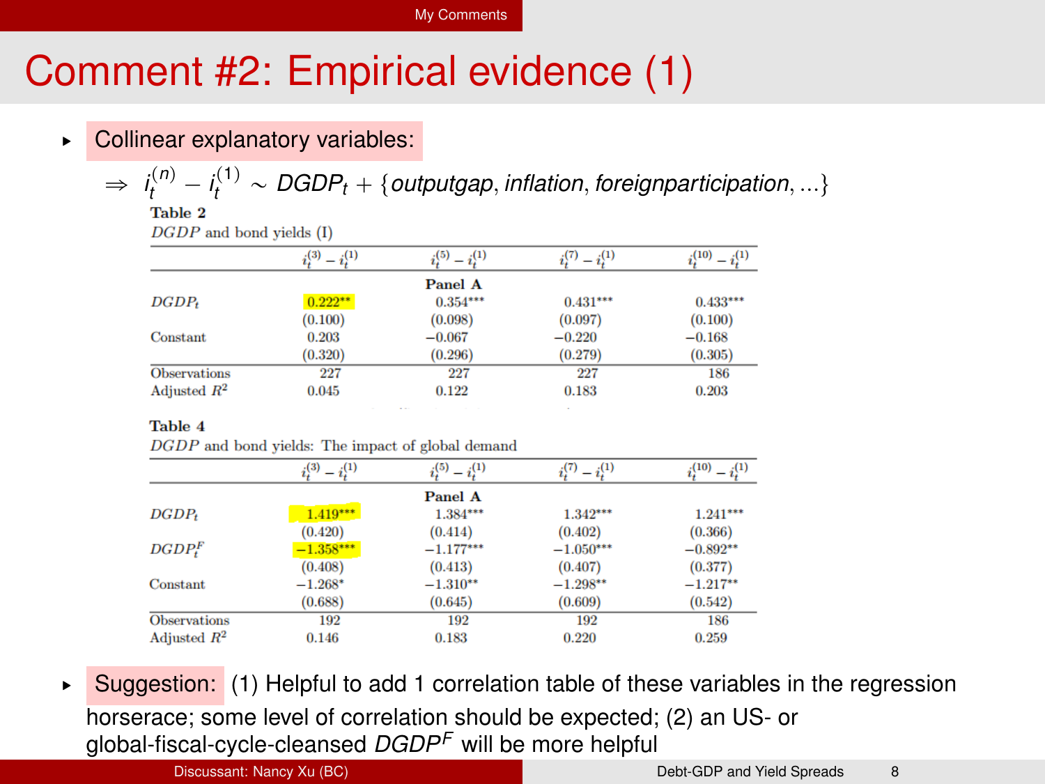# Comment #2: Empirical evidence (1)

- Collinear explanatory variables:

  $\Rightarrow i_t^{(n)} - i_t^{(1)} \sim DGDP_t + \{outputgap, inflation, foreignparticipation, ...\}$

**Table 2**
*DGDP* and bond yields (I)

| | $i_t^{(3)} - i_t^{(1)}$ | $i_t^{(5)} - i_t^{(1)}$ | $i_t^{(7)} - i_t^{(1)}$ | $i_t^{(10)} - i_t^{(1)}$ |
|---|---|---|---|---|
| | | **Panel A** | | |
| $DGDP_t$ | 0.222** | 0.354*** | 0.431*** | 0.433*** |
| | (0.100) | (0.098) | (0.097) | (0.100) |
| Constant | 0.203 | −0.067 | −0.220 | −0.168 |
| | (0.320) | (0.296) | (0.279) | (0.305) |
| Observations | 227 | 227 | 227 | 186 |
| Adjusted $R^2$ | 0.045 | 0.122 | 0.183 | 0.203 |

**Table 4**
*DGDP* and bond yields: The impact of global demand

| | $i_t^{(3)} - i_t^{(1)}$ | $i_t^{(5)} - i_t^{(1)}$ | $i_t^{(7)} - i_t^{(1)}$ | $i_t^{(10)} - i_t^{(1)}$ |
|---|---|---|---|---|
| | | **Panel A** | | |
| $DGDP_t$ | 1.419*** | 1.384*** | 1.342*** | 1.241*** |
| | (0.420) | (0.414) | (0.402) | (0.366) |
| $DGDP_t^F$ | −1.358*** | −1.177*** | −1.050*** | −0.892** |
| | (0.408) | (0.413) | (0.407) | (0.377) |
| Constant | −1.268* | −1.310** | −1.298** | −1.217** |
| | (0.688) | (0.645) | (0.609) | (0.542) |
| Observations | 192 | 192 | 192 | 186 |
| Adjusted $R^2$ | 0.146 | 0.183 | 0.220 | 0.259 |

- Suggestion: (1) Helpful to add 1 correlation table of these variables in the regression horserace; some level of correlation should be expected; (2) an US- or global-fiscal-cycle-cleansed $DGDP^F$ will be more helpful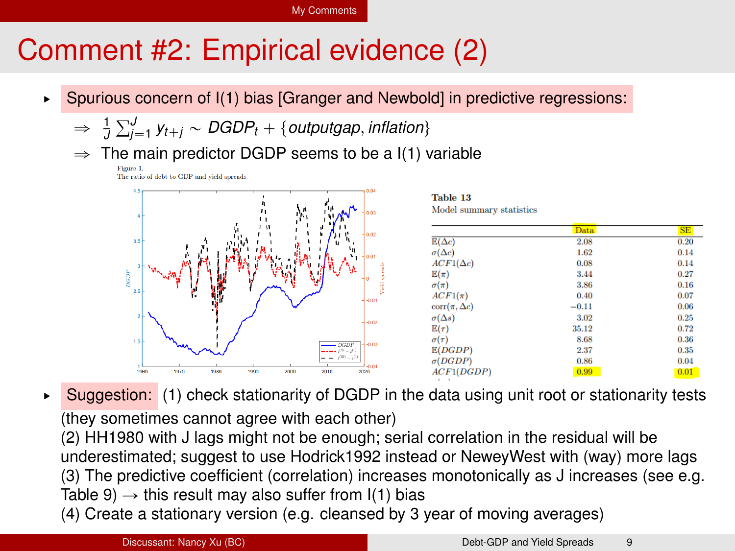# Comment #2: Empirical evidence (2)

- Spurious concern of I(1) bias [Granger and Newbold] in predictive regressions:
  - $\Rightarrow$ $\frac{1}{J}\sum_{j=1}^{J} y_{t+j} \sim DGDP_t + \{outputgap, inflation\}$
  - $\Rightarrow$ The main predictor DGDP seems to be a I(1) variable

Figure 1.
The ratio of debt to GDP and yield spreads

Table 13
Model summary statistics

| | Data | SE |
|---|---|---|
| $\mathbb{E}(\Delta c)$ | 2.08 | 0.20 |
| $\sigma(\Delta c)$ | 1.62 | 0.14 |
| $ACF1(\Delta c)$ | 0.08 | 0.14 |
| $\mathbb{E}(\pi)$ | 3.44 | 0.27 |
| $\sigma(\pi)$ | 3.86 | 0.16 |
| $ACF1(\pi)$ | 0.40 | 0.07 |
| $\text{corr}(\pi, \Delta c)$ | $-0.11$ | 0.06 |
| $\sigma(\Delta s)$ | 3.02 | 0.25 |
| $\mathbb{E}(\tau)$ | 35.12 | 0.72 |
| $\sigma(\tau)$ | 8.68 | 0.36 |
| $\mathbb{E}(DGDP)$ | 2.37 | 0.35 |
| $\sigma(DGDP)$ | 0.86 | 0.04 |
| $ACF1(DGDP)$ | 0.99 | 0.01 |

- Suggestion: (1) check stationarity of DGDP in the data using unit root or stationarity tests (they sometimes cannot agree with each other)
  (2) HH1980 with J lags might not be enough; serial correlation in the residual will be underestimated; suggest to use Hodrick1992 instead or NeweyWest with (way) more lags
  (3) The predictive coefficient (correlation) increases monotonically as J increases (see e.g. Table 9) $\rightarrow$ this result may also suffer from I(1) bias
  (4) Create a stationary version (e.g. cleansed by 3 year of moving averages)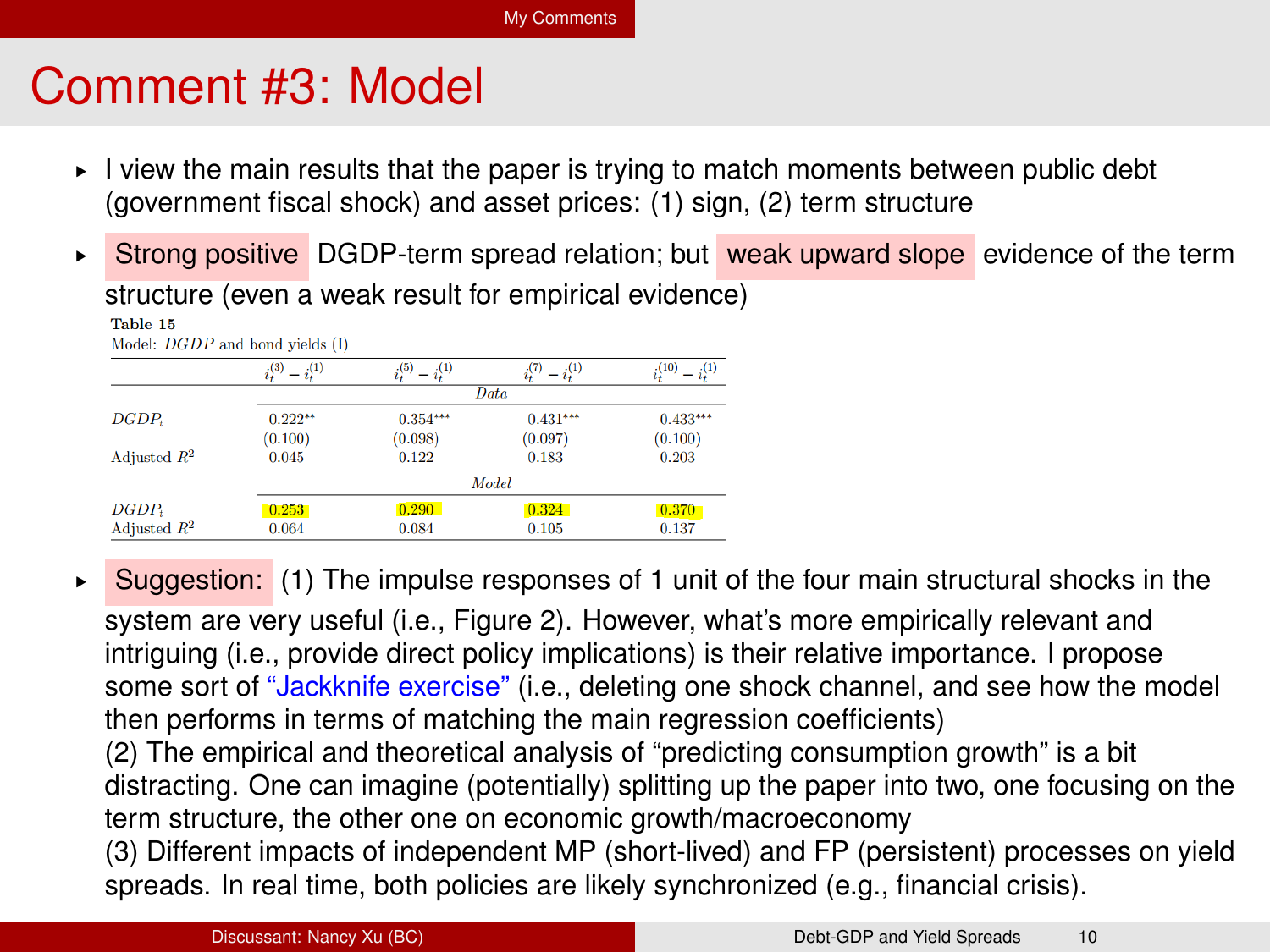# Comment #3: Model

- I view the main results that the paper is trying to match moments between public debt (government fiscal shock) and asset prices: (1) sign, (2) term structure
- Strong positive DGDP-term spread relation; but weak upward slope evidence of the term structure (even a weak result for empirical evidence)

**Table 15**
Model: *DGDP* and bond yields (I)

| | $i_t^{(3)} - i_t^{(1)}$ | $i_t^{(5)} - i_t^{(1)}$ | $i_t^{(7)} - i_t^{(1)}$ | $i_t^{(10)} - i_t^{(1)}$ |
|---|---|---|---|---|
| | | *Data* | | |
| $DGDP_t$ | 0.222** | 0.354*** | 0.431*** | 0.433*** |
| | (0.100) | (0.098) | (0.097) | (0.100) |
| Adjusted $R^2$ | 0.045 | 0.122 | 0.183 | 0.203 |
| | | *Model* | | |
| $DGDP_t$ | 0.253 | 0.290 | 0.324 | 0.370 |
| Adjusted $R^2$ | 0.064 | 0.084 | 0.105 | 0.137 |

- Suggestion: (1) The impulse responses of 1 unit of the four main structural shocks in the system are very useful (i.e., Figure 2). However, what's more empirically relevant and intriguing (i.e., provide direct policy implications) is their relative importance. I propose some sort of "Jackknife exercise" (i.e., deleting one shock channel, and see how the model then performs in terms of matching the main regression coefficients)
  (2) The empirical and theoretical analysis of "predicting consumption growth" is a bit distracting. One can imagine (potentially) splitting up the paper into two, one focusing on the term structure, the other one on economic growth/macroeconomy
  (3) Different impacts of independent MP (short-lived) and FP (persistent) processes on yield spreads. In real time, both policies are likely synchronized (e.g., financial crisis).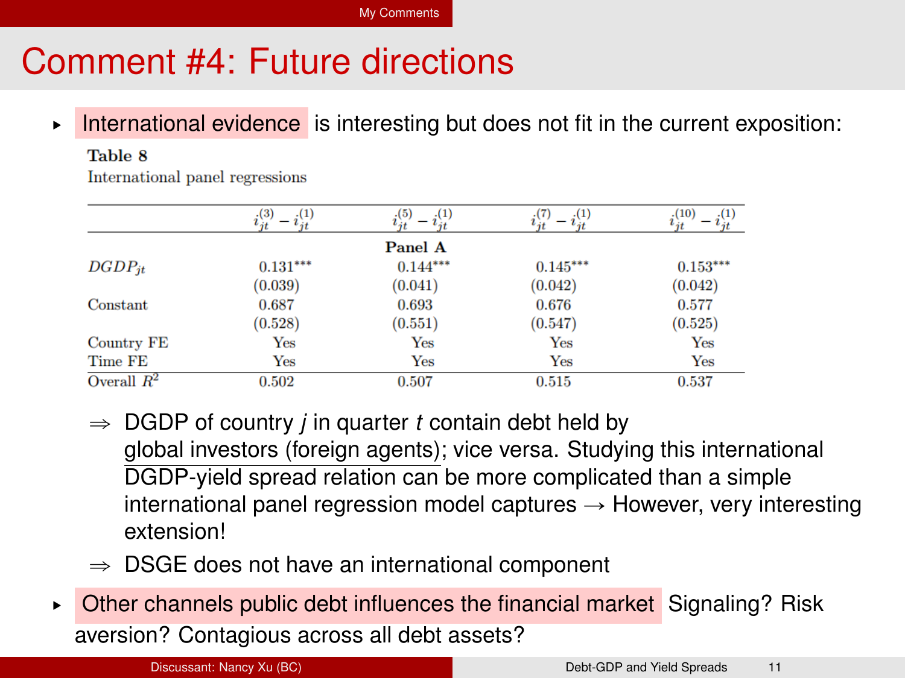# Comment #4: Future directions

- International evidence is interesting but does not fit in the current exposition:

**Table 8**
International panel regressions

| | $i_{jt}^{(3)} - i_{jt}^{(1)}$ | $i_{jt}^{(5)} - i_{jt}^{(1)}$ | $i_{jt}^{(7)} - i_{jt}^{(1)}$ | $i_{jt}^{(10)} - i_{jt}^{(1)}$ |
|---|---|---|---|---|
| | | **Panel A** | | |
| $DGDP_{jt}$ | 0.131*** | 0.144*** | 0.145*** | 0.153*** |
| | (0.039) | (0.041) | (0.042) | (0.042) |
| Constant | 0.687 | 0.693 | 0.676 | 0.577 |
| | (0.528) | (0.551) | (0.547) | (0.525) |
| Country FE | Yes | Yes | Yes | Yes |
| Time FE | Yes | Yes | Yes | Yes |
| Overall $R^2$ | 0.502 | 0.507 | 0.515 | 0.537 |

$\Rightarrow$ DGDP of country *j* in quarter *t* contain debt held by global investors (foreign agents); vice versa. Studying this international DGDP-yield spread relation can be more complicated than a simple international panel regression model captures → However, very interesting extension!

$\Rightarrow$ DSGE does not have an international component

- Other channels public debt influences the financial market Signaling? Risk aversion? Contagious across all debt assets?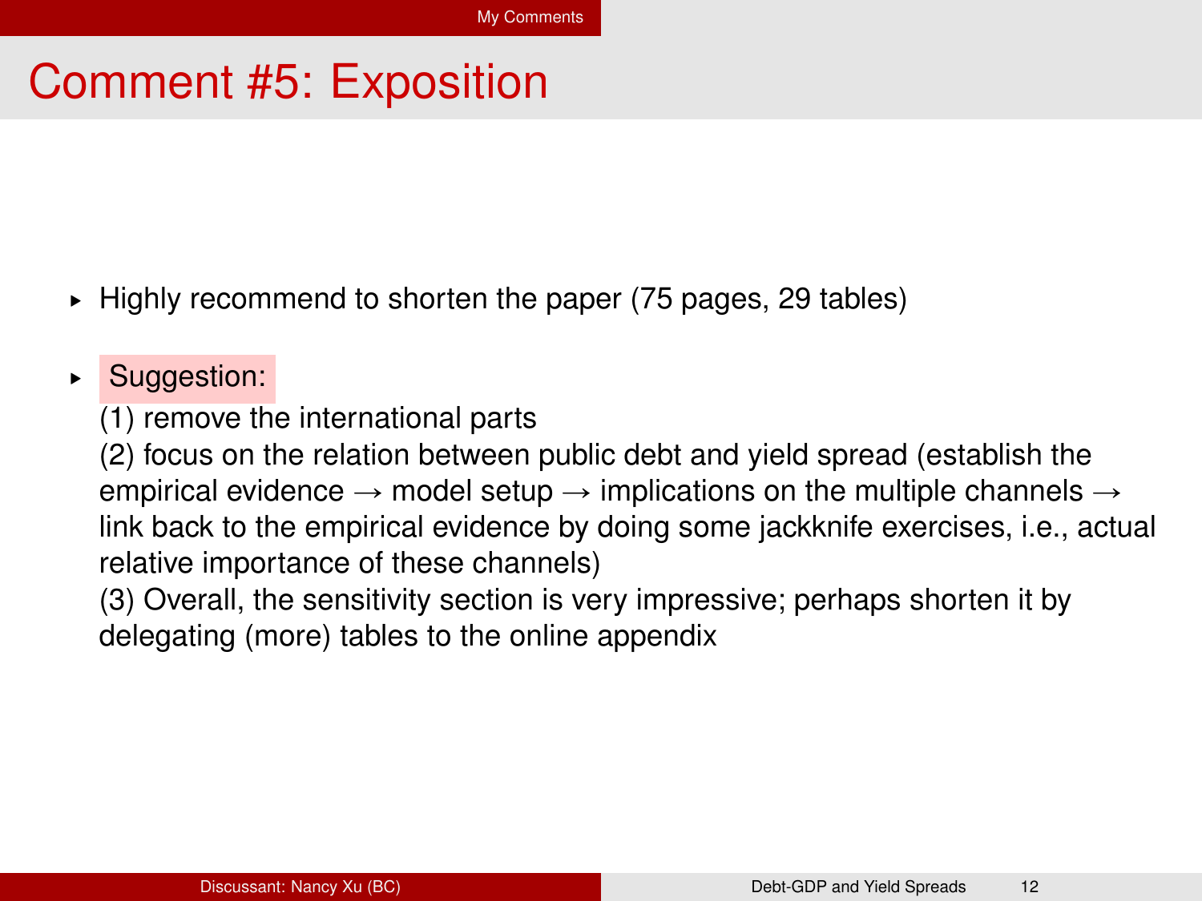# Comment #5: Exposition

- Highly recommend to shorten the paper (75 pages, 29 tables)

- Suggestion:

  (1) remove the international parts

  (2) focus on the relation between public debt and yield spread (establish the empirical evidence → model setup → implications on the multiple channels → link back to the empirical evidence by doing some jackknife exercises, i.e., actual relative importance of these channels)

  (3) Overall, the sensitivity section is very impressive; perhaps shorten it by delegating (more) tables to the online appendix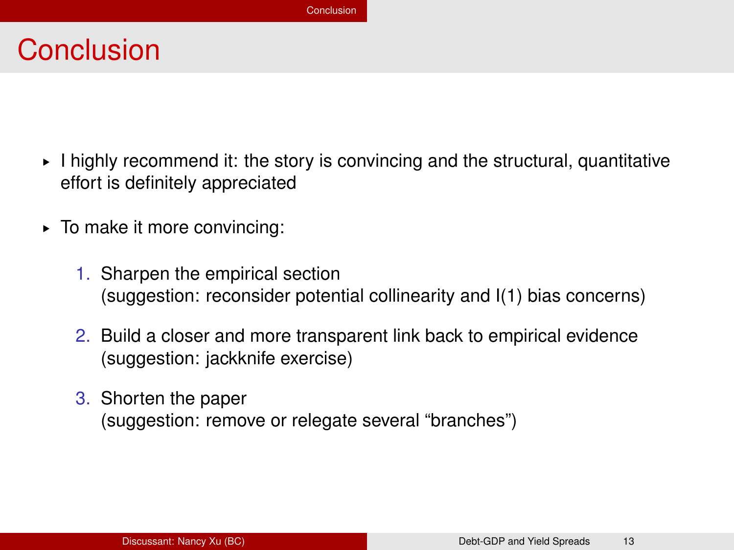# Conclusion

- I highly recommend it: the story is convincing and the structural, quantitative effort is definitely appreciated
- To make it more convincing:
  1. Sharpen the empirical section
     (suggestion: reconsider potential collinearity and I(1) bias concerns)
  2. Build a closer and more transparent link back to empirical evidence
     (suggestion: jackknife exercise)
  3. Shorten the paper
     (suggestion: remove or relegate several "branches")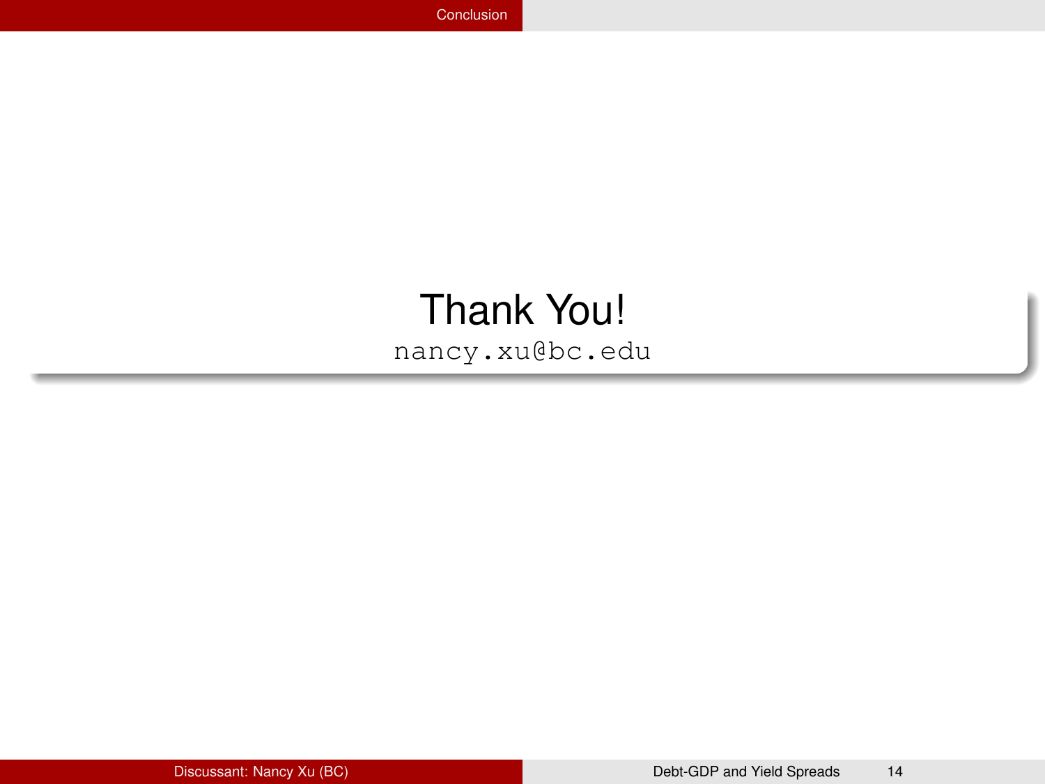# Thank You!

nancy.xu@bc.edu